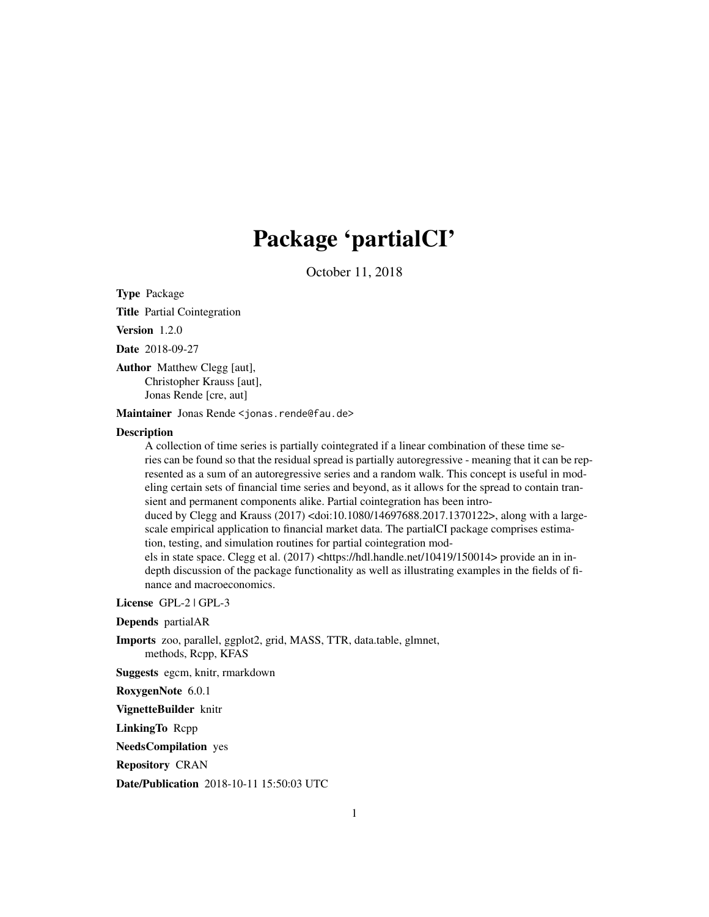# Package 'partialCI'

October 11, 2018

**Type** Package

**Title** Partial Cointegration

**Version** 1.2.0

**Date** 2018-09-27

**Author** Matthew Clegg [aut],
Christopher Krauss [aut],
Jonas Rende [cre, aut]

**Maintainer** Jonas Rende <jonas.rende@fau.de>

**Description**
A collection of time series is partially cointegrated if a linear combination of these time series can be found so that the residual spread is partially autoregressive - meaning that it can be represented as a sum of an autoregressive series and a random walk. This concept is useful in modeling certain sets of financial time series and beyond, as it allows for the spread to contain transient and permanent components alike. Partial cointegration has been introduced by Clegg and Krauss (2017) <doi:10.1080/14697688.2017.1370122>, along with a large-scale empirical application to financial market data. The partialCI package comprises estimation, testing, and simulation routines for partial cointegration models in state space. Clegg et al. (2017) <https://hdl.handle.net/10419/150014> provide an in in-depth discussion of the package functionality as well as illustrating examples in the fields of finance and macroeconomics.

**License** GPL-2 | GPL-3

**Depends** partialAR

**Imports** zoo, parallel, ggplot2, grid, MASS, TTR, data.table, glmnet, methods, Rcpp, KFAS

**Suggests** egcm, knitr, rmarkdown

**RoxygenNote** 6.0.1

**VignetteBuilder** knitr

**LinkingTo** Rcpp

**NeedsCompilation** yes

**Repository** CRAN

**Date/Publication** 2018-10-11 15:50:03 UTC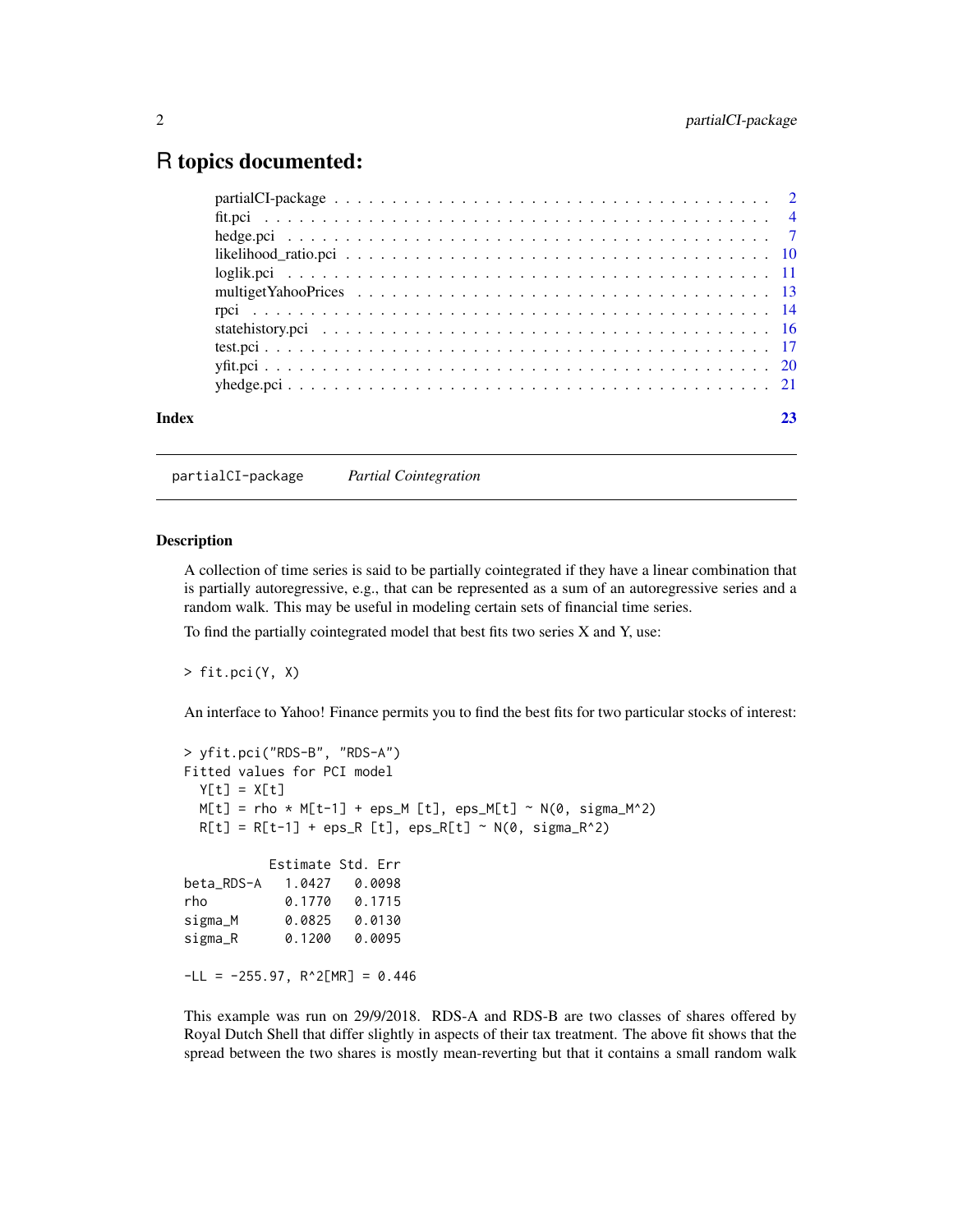# R topics documented:

| | |
|---|---|
| partialCI-package | 2 |
| fit.pci | 4 |
| hedge.pci | 7 |
| likelihood_ratio.pci | 10 |
| loglik.pci | 11 |
| multigetYahooPrices | 13 |
| rpci | 14 |
| statehistory.pci | 16 |
| test.pci | 17 |
| yfit.pci | 20 |
| yhedge.pci | 21 |
| **Index** | **23** |

---

`partialCI-package` *Partial Cointegration*

---

### Description

A collection of time series is said to be partially cointegrated if they have a linear combination that is partially autoregressive, e.g., that can be represented as a sum of an autoregressive series and a random walk. This may be useful in modeling certain sets of financial time series.

To find the partially cointegrated model that best fits two series X and Y, use:

```
> fit.pci(Y, X)
```

An interface to Yahoo! Finance permits you to find the best fits for two particular stocks of interest:

```
> yfit.pci("RDS-B", "RDS-A")
Fitted values for PCI model
  Y[t] = X[t]
  M[t] = rho * M[t-1] + eps_M [t], eps_M[t] ~ N(0, sigma_M^2)
  R[t] = R[t-1] + eps_R [t], eps_R[t] ~ N(0, sigma_R^2)

           Estimate Std. Err
beta_RDS-A   1.0427   0.0098
rho          0.1770   0.1715
sigma_M      0.0825   0.0130
sigma_R      0.1200   0.0095

-LL = -255.97, R^2[MR] = 0.446
```

This example was run on 29/9/2018. RDS-A and RDS-B are two classes of shares offered by Royal Dutch Shell that differ slightly in aspects of their tax treatment. The above fit shows that the spread between the two shares is mostly mean-reverting but that it contains a small random walk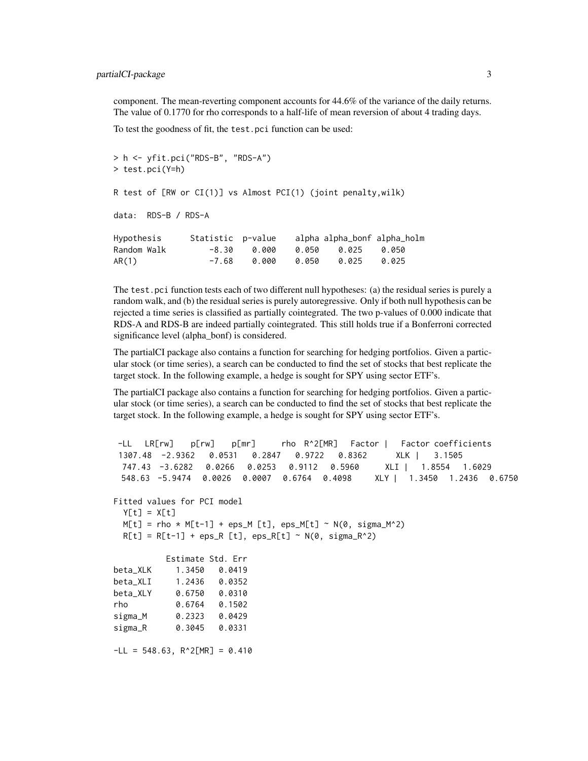component. The mean-reverting component accounts for 44.6% of the variance of the daily returns. The value of 0.1770 for rho corresponds to a half-life of mean reversion of about 4 trading days.

To test the goodness of fit, the `test.pci` function can be used:

```
> h <- yfit.pci("RDS-B", "RDS-A")
> test.pci(Y=h)

R test of [RW or CI(1)] vs Almost PCI(1) (joint penalty,wilk)

data:  RDS-B / RDS-A

Hypothesis      Statistic  p-value    alpha alpha_bonf alpha_holm
Random Walk         -8.30    0.000    0.050    0.025    0.050
AR(1)               -7.68    0.000    0.050    0.025    0.025
```

The `test.pci` function tests each of two different null hypotheses: (a) the residual series is purely a random walk, and (b) the residual series is purely autoregressive. Only if both null hypothesis can be rejected a time series is classified as partially cointegrated. The two p-values of 0.000 indicate that RDS-A and RDS-B are indeed partially cointegrated. This still holds true if a Bonferroni corrected significance level (alpha_bonf) is considered.

The partialCI package also contains a function for searching for hedging portfolios. Given a particular stock (or time series), a search can be conducted to find the set of stocks that best replicate the target stock. In the following example, a hedge is sought for SPY using sector ETF's.

The partialCI package also contains a function for searching for hedging portfolios. Given a particular stock (or time series), a search can be conducted to find the set of stocks that best replicate the target stock. In the following example, a hedge is sought for SPY using sector ETF's.

```
 -LL   LR[rw]    p[rw]    p[mr]      rho  R^2[MR]   Factor |   Factor coefficients
 1307.48  -2.9362   0.0531   0.2847   0.9722   0.8362      XLK |   3.1505
  747.43  -3.6282   0.0266   0.0253   0.9112   0.5960      XLI |   1.8554   1.6029
  548.63  -5.9474   0.0026   0.0007   0.6764   0.4098     XLY |   1.3450   1.2436   0.6750

Fitted values for PCI model
  Y[t] = X[t]
  M[t] = rho * M[t-1] + eps_M [t], eps_M[t] ~ N(0, sigma_M^2)
  R[t] = R[t-1] + eps_R [t], eps_R[t] ~ N(0, sigma_R^2)

           Estimate Std. Err
beta_XLK     1.3450   0.0419
beta_XLI     1.2436   0.0352
beta_XLY     0.6750   0.0310
rho          0.6764   0.1502
sigma_M      0.2323   0.0429
sigma_R      0.3045   0.0331

-LL = 548.63, R^2[MR] = 0.410
```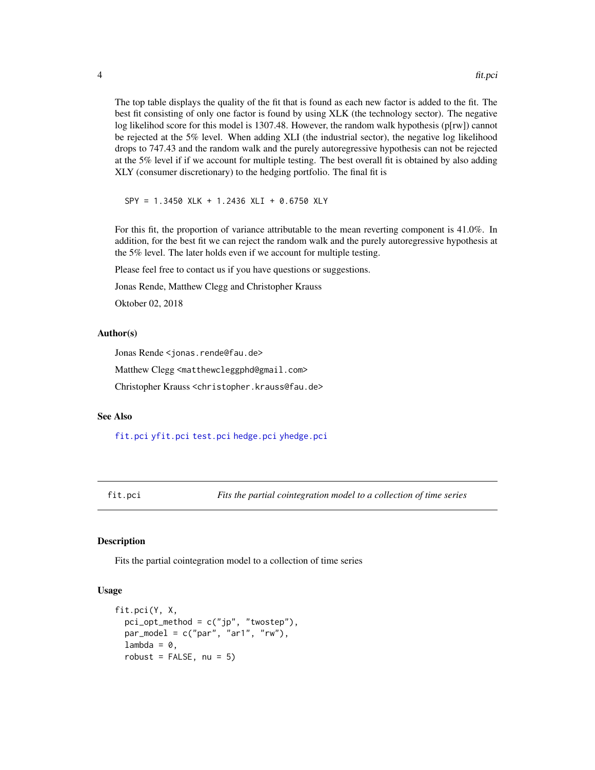The top table displays the quality of the fit that is found as each new factor is added to the fit. The best fit consisting of only one factor is found by using XLK (the technology sector). The negative log likelihod score for this model is 1307.48. However, the random walk hypothesis (p[rw]) cannot be rejected at the 5% level. When adding XLI (the industrial sector), the negative log likelihood drops to 747.43 and the random walk and the purely autoregressive hypothesis can not be rejected at the 5% level if if we account for multiple testing. The best overall fit is obtained by also adding XLY (consumer discretionary) to the hedging portfolio. The final fit is

```
SPY = 1.3450 XLK + 1.2436 XLI + 0.6750 XLY
```

For this fit, the proportion of variance attributable to the mean reverting component is 41.0%. In addition, for the best fit we can reject the random walk and the purely autoregressive hypothesis at the 5% level. The later holds even if we account for multiple testing.

Please feel free to contact us if you have questions or suggestions.

Jonas Rende, Matthew Clegg and Christopher Krauss

Oktober 02, 2018

### Author(s)

Jonas Rende <jonas.rende@fau.de>

Matthew Clegg <matthewcleggphd@gmail.com>

Christopher Krauss <christopher.krauss@fau.de>

### See Also

fit.pci yfit.pci test.pci hedge.pci yhedge.pci

---

## fit.pci — *Fits the partial cointegration model to a collection of time series*

### Description

Fits the partial cointegration model to a collection of time series

### Usage

```
fit.pci(Y, X,
  pci_opt_method = c("jp", "twostep"),
  par_model = c("par", "ar1", "rw"),
  lambda = 0,
  robust = FALSE, nu = 5)
```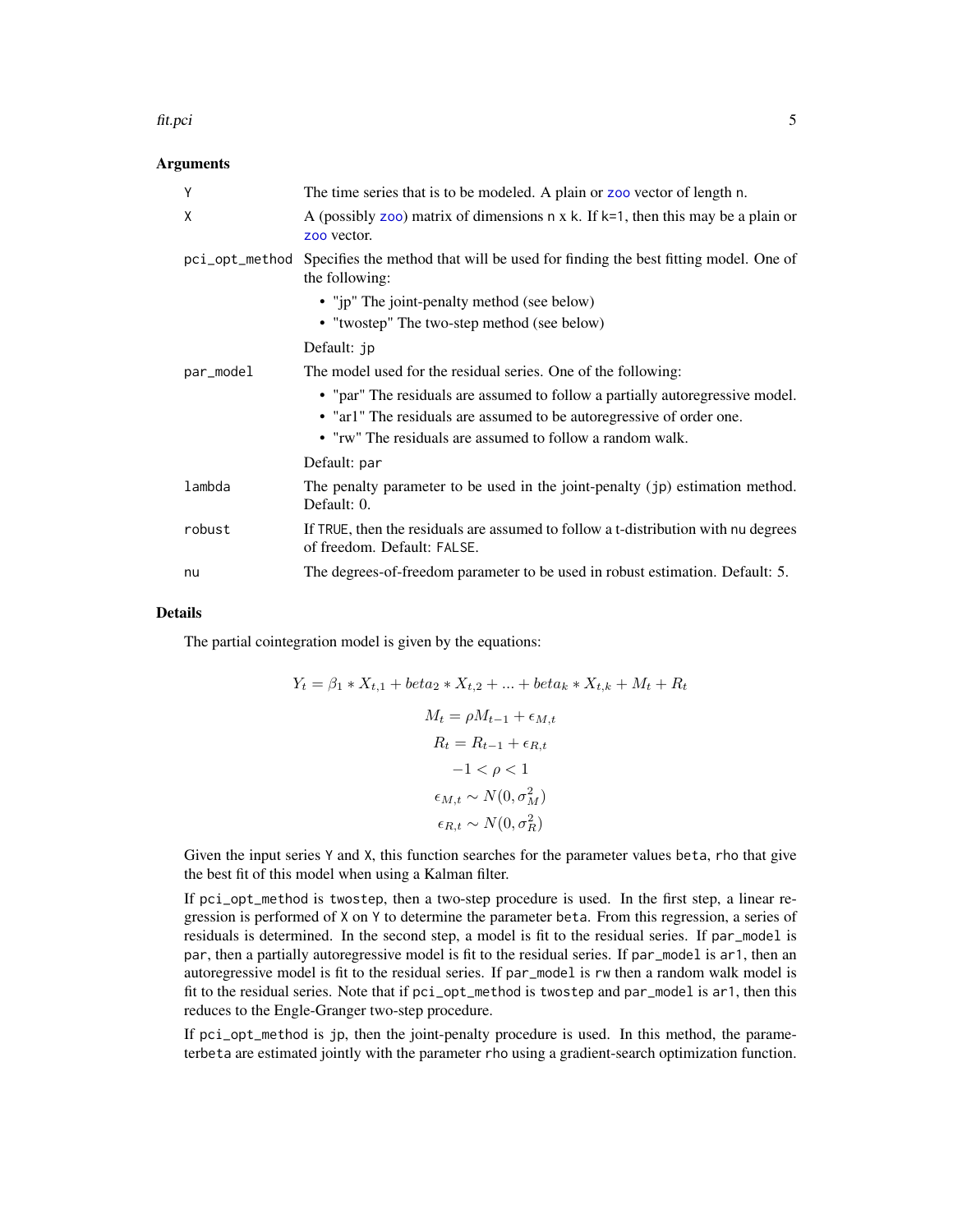### Arguments

| | |
|---|---|
| Y | The time series that is to be modeled. A plain or zoo vector of length n. |
| X | A (possibly zoo) matrix of dimensions n x k. If k=1, then this may be a plain or zoo vector. |
| pci_opt_method | Specifies the method that will be used for finding the best fitting model. One of the following: <br>• "jp" The joint-penalty method (see below) <br>• "twostep" The two-step method (see below) <br>Default: jp |
| par_model | The model used for the residual series. One of the following: <br>• "par" The residuals are assumed to follow a partially autoregressive model. <br>• "ar1" The residuals are assumed to be autoregressive of order one. <br>• "rw" The residuals are assumed to follow a random walk. <br>Default: par |
| lambda | The penalty parameter to be used in the joint-penalty (jp) estimation method. Default: 0. |
| robust | If TRUE, then the residuals are assumed to follow a t-distribution with nu degrees of freedom. Default: FALSE. |
| nu | The degrees-of-freedom parameter to be used in robust estimation. Default: 5. |

### Details

The partial cointegration model is given by the equations:

$$Y_t = \beta_1 * X_{t,1} + beta_2 * X_{t,2} + ... + beta_k * X_{t,k} + M_t + R_t$$

$$M_t = \rho M_{t-1} + \epsilon_{M,t}$$

$$R_t = R_{t-1} + \epsilon_{R,t}$$

$$-1 < \rho < 1$$

$$\epsilon_{M,t} \sim N(0, \sigma_M^2)$$

$$\epsilon_{R,t} \sim N(0, \sigma_R^2)$$

Given the input series Y and X, this function searches for the parameter values beta, rho that give the best fit of this model when using a Kalman filter.

If pci_opt_method is twostep, then a two-step procedure is used. In the first step, a linear regression is performed of X on Y to determine the parameter beta. From this regression, a series of residuals is determined. In the second step, a model is fit to the residual series. If par_model is par, then a partially autoregressive model is fit to the residual series. If par_model is ar1, then an autoregressive model is fit to the residual series. If par_model is rw then a random walk model is fit to the residual series. Note that if pci_opt_method is twostep and par_model is ar1, then this reduces to the Engle-Granger two-step procedure.

If pci_opt_method is jp, then the joint-penalty procedure is used. In this method, the parameterbeta are estimated jointly with the parameter rho using a gradient-search optimization function.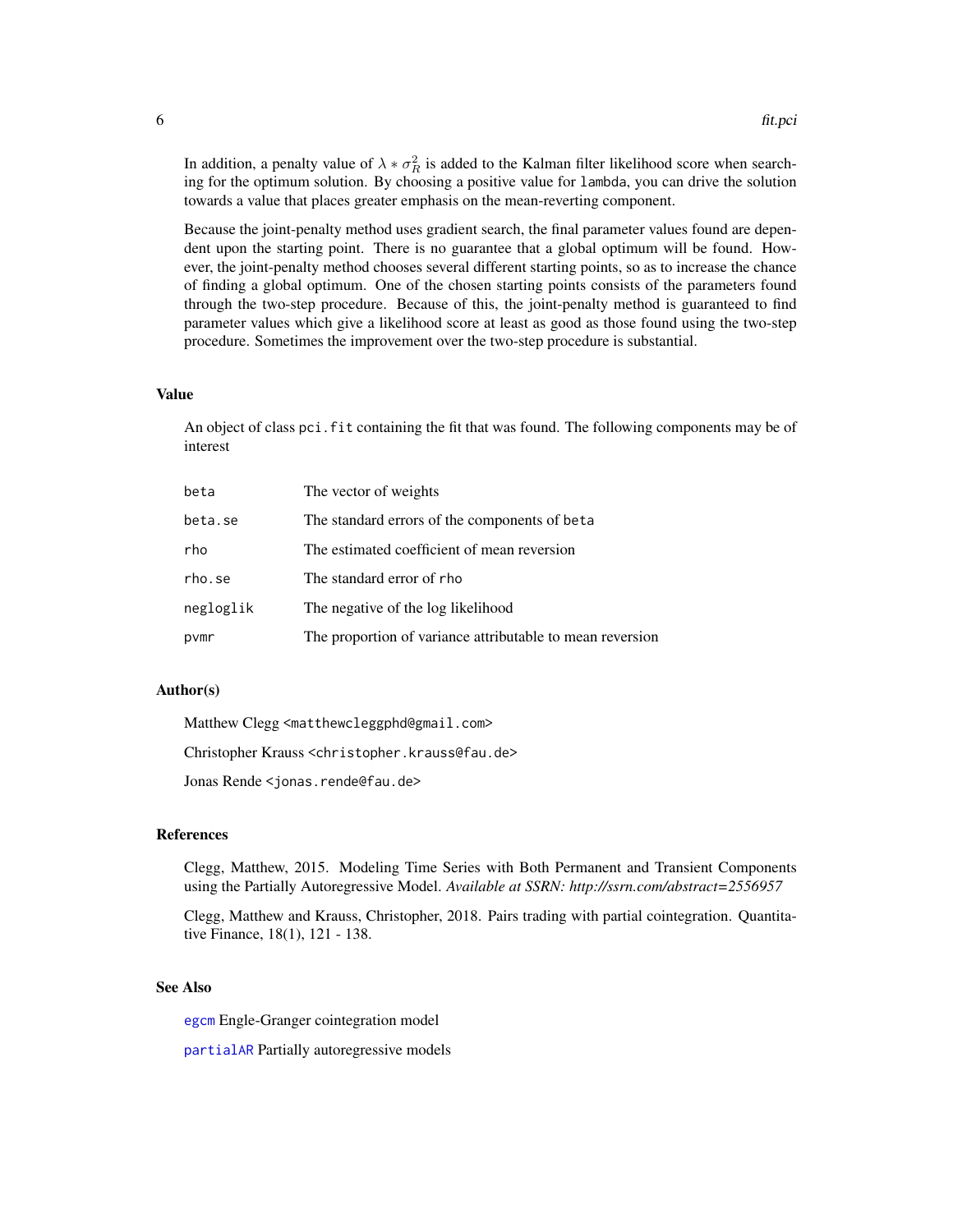In addition, a penalty value of $\lambda * \sigma_R^2$ is added to the Kalman filter likelihood score when searching for the optimum solution. By choosing a positive value for `lambda`, you can drive the solution towards a value that places greater emphasis on the mean-reverting component.

Because the joint-penalty method uses gradient search, the final parameter values found are dependent upon the starting point. There is no guarantee that a global optimum will be found. However, the joint-penalty method chooses several different starting points, so as to increase the chance of finding a global optimum. One of the chosen starting points consists of the parameters found through the two-step procedure. Because of this, the joint-penalty method is guaranteed to find parameter values which give a likelihood score at least as good as those found using the two-step procedure. Sometimes the improvement over the two-step procedure is substantial.

### Value

An object of class `pci.fit` containing the fit that was found. The following components may be of interest

| | |
|---|---|
| `beta` | The vector of weights |
| `beta.se` | The standard errors of the components of `beta` |
| `rho` | The estimated coefficient of mean reversion |
| `rho.se` | The standard error of `rho` |
| `negloglik` | The negative of the log likelihood |
| `pvmr` | The proportion of variance attributable to mean reversion |

### Author(s)

Matthew Clegg <matthewcleggphd@gmail.com>

Christopher Krauss <christopher.krauss@fau.de>

Jonas Rende <jonas.rende@fau.de>

### References

Clegg, Matthew, 2015. Modeling Time Series with Both Permanent and Transient Components using the Partially Autoregressive Model. *Available at SSRN: http://ssrn.com/abstract=2556957*

Clegg, Matthew and Krauss, Christopher, 2018. Pairs trading with partial cointegration. Quantitative Finance, 18(1), 121 - 138.

### See Also

`egcm` Engle-Granger cointegration model

`partialAR` Partially autoregressive models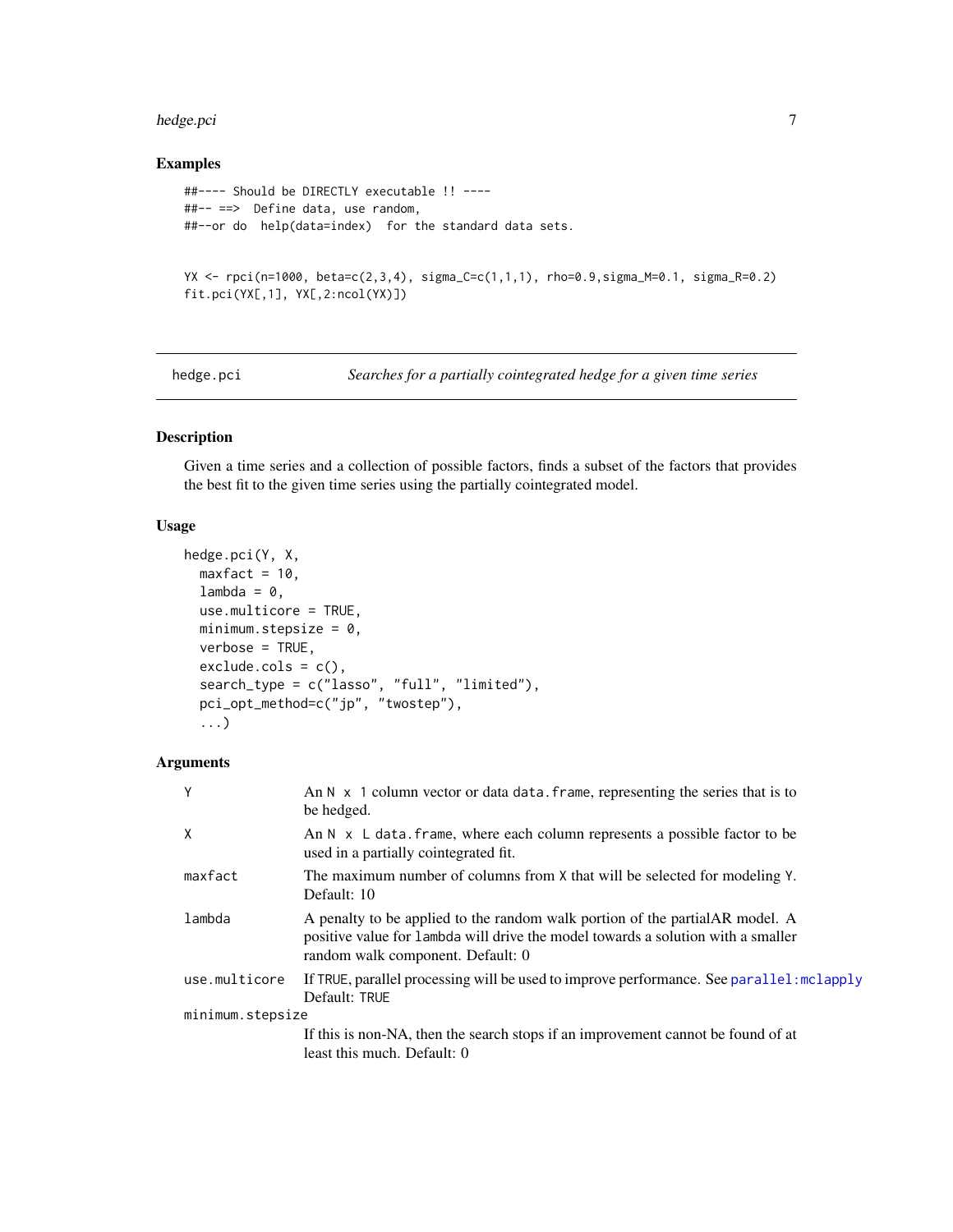### Examples

```
##---- Should be DIRECTLY executable !! ----
##-- ==>  Define data, use random,
##--or do  help(data=index)  for the standard data sets.


YX <- rpci(n=1000, beta=c(2,3,4), sigma_C=c(1,1,1), rho=0.9,sigma_M=0.1, sigma_R=0.2)
fit.pci(YX[,1], YX[,2:ncol(YX)])
```

---

## hedge.pci — *Searches for a partially cointegrated hedge for a given time series*

### Description

Given a time series and a collection of possible factors, finds a subset of the factors that provides the best fit to the given time series using the partially cointegrated model.

### Usage

```
hedge.pci(Y, X,
  maxfact = 10,
  lambda = 0,
  use.multicore = TRUE,
  minimum.stepsize = 0,
  verbose = TRUE,
  exclude.cols = c(),
  search_type = c("lasso", "full", "limited"),
  pci_opt_method=c("jp", "twostep"),
  ...)
```

### Arguments

| | |
|---|---|
| `Y` | An `N x 1` column vector or data `data.frame`, representing the series that is to be hedged. |
| `X` | An `N x L` `data.frame`, where each column represents a possible factor to be used in a partially cointegrated fit. |
| `maxfact` | The maximum number of columns from `X` that will be selected for modeling `Y`. Default: 10 |
| `lambda` | A penalty to be applied to the random walk portion of the partialAR model. A positive value for `lambda` will drive the model towards a solution with a smaller random walk component. Default: 0 |
| `use.multicore` | If `TRUE`, parallel processing will be used to improve performance. See `parallel:mclapply` Default: `TRUE` |
| `minimum.stepsize` | If this is non-NA, then the search stops if an improvement cannot be found of at least this much. Default: 0 |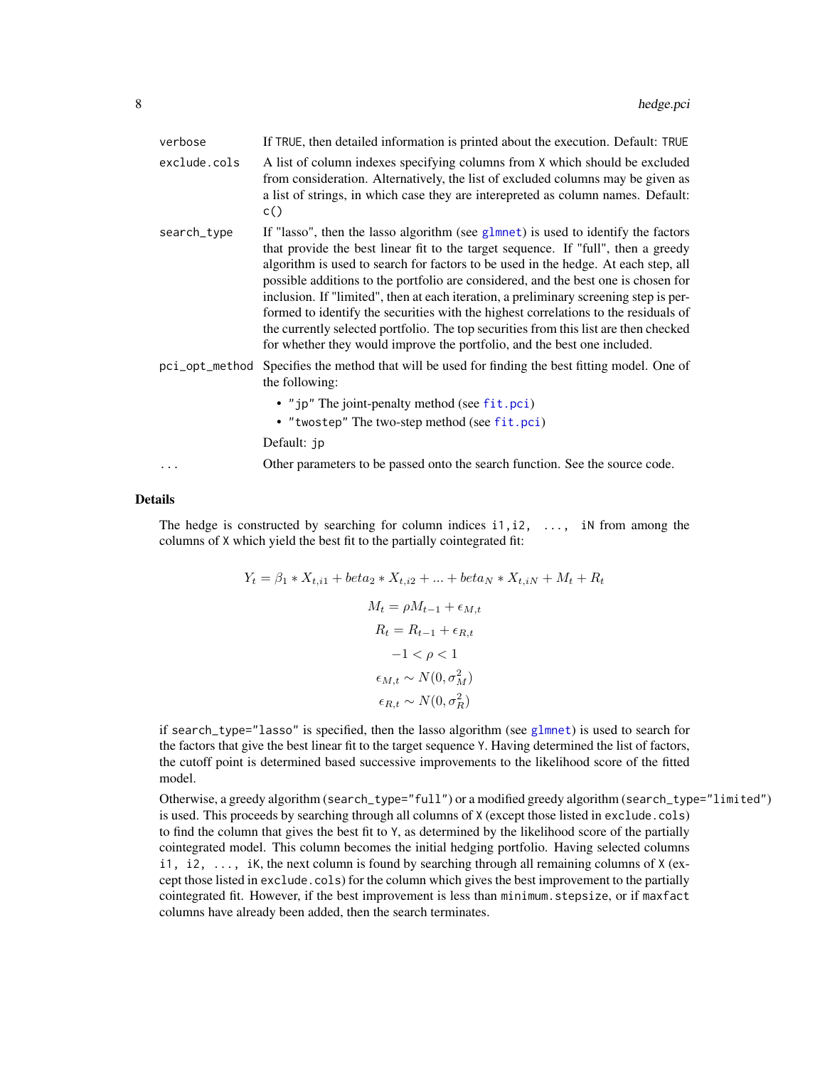verbose — If TRUE, then detailed information is printed about the execution. Default: TRUE

exclude.cols — A list of column indexes specifying columns from X which should be excluded from consideration. Alternatively, the list of excluded columns may be given as a list of strings, in which case they are interepreted as column names. Default: c()

search_type — If "lasso", then the lasso algorithm (see glmnet) is used to identify the factors that provide the best linear fit to the target sequence. If "full", then a greedy algorithm is used to search for factors to be used in the hedge. At each step, all possible additions to the portfolio are considered, and the best one is chosen for inclusion. If "limited", then at each iteration, a preliminary screening step is performed to identify the securities with the highest correlations to the residuals of the currently selected portfolio. The top securities from this list are then checked for whether they would improve the portfolio, and the best one included.

pci_opt_method — Specifies the method that will be used for finding the best fitting model. One of the following:

- "jp" The joint-penalty method (see fit.pci)
- "twostep" The two-step method (see fit.pci)

Default: jp

... — Other parameters to be passed onto the search function. See the source code.

## Details

The hedge is constructed by searching for column indices i1,i2, ..., iN from among the columns of X which yield the best fit to the partially cointegrated fit:

$$Y_t = \beta_1 * X_{t,i1} + beta_2 * X_{t,i2} + ... + beta_N * X_{t,iN} + M_t + R_t$$

$$M_t = \rho M_{t-1} + \epsilon_{M,t}$$

$$R_t = R_{t-1} + \epsilon_{R,t}$$

$$-1 < \rho < 1$$

$$\epsilon_{M,t} \sim N(0, \sigma_M^2)$$

$$\epsilon_{R,t} \sim N(0, \sigma_R^2)$$

if search_type="lasso" is specified, then the lasso algorithm (see glmnet) is used to search for the factors that give the best linear fit to the target sequence Y. Having determined the list of factors, the cutoff point is determined based successive improvements to the likelihood score of the fitted model.

Otherwise, a greedy algorithm (search_type="full") or a modified greedy algorithm (search_type="limited") is used. This proceeds by searching through all columns of X (except those listed in exclude.cols) to find the column that gives the best fit to Y, as determined by the likelihood score of the partially cointegrated model. This column becomes the initial hedging portfolio. Having selected columns i1, i2, ..., iK, the next column is found by searching through all remaining columns of X (except those listed in exclude.cols) for the column which gives the best improvement to the partially cointegrated fit. However, if the best improvement is less than minimum.stepsize, or if maxfact columns have already been added, then the search terminates.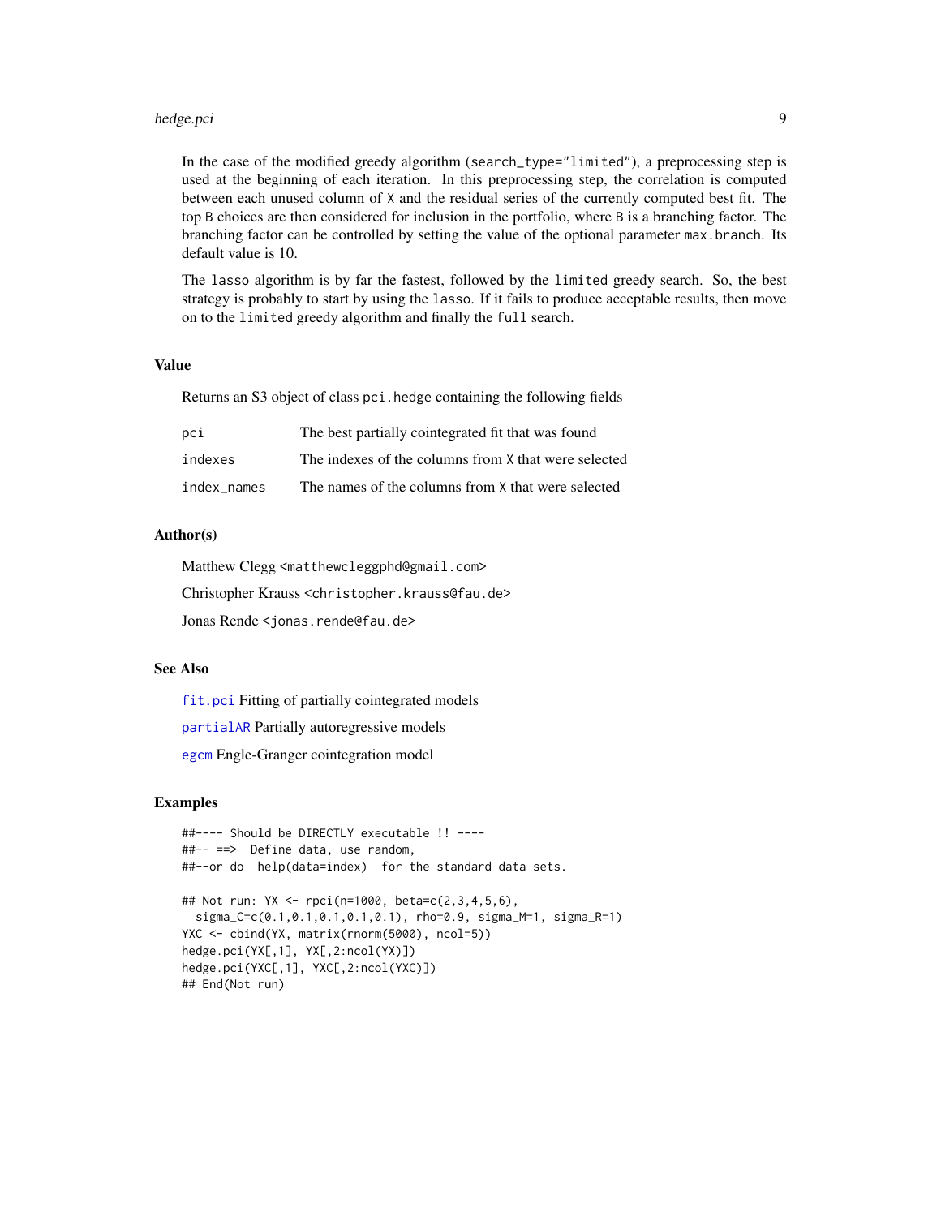In the case of the modified greedy algorithm (`search_type="limited"`), a preprocessing step is used at the beginning of each iteration. In this preprocessing step, the correlation is computed between each unused column of `X` and the residual series of the currently computed best fit. The top `B` choices are then considered for inclusion in the portfolio, where `B` is a branching factor. The branching factor can be controlled by setting the value of the optional parameter `max.branch`. Its default value is 10.

The `lasso` algorithm is by far the fastest, followed by the `limited` greedy search. So, the best strategy is probably to start by using the `lasso`. If it fails to produce acceptable results, then move on to the `limited` greedy algorithm and finally the `full` search.

## Value

Returns an S3 object of class `pci.hedge` containing the following fields

| | |
|---|---|
| `pci` | The best partially cointegrated fit that was found |
| `indexes` | The indexes of the columns from `X` that were selected |
| `index_names` | The names of the columns from `X` that were selected |

## Author(s)

Matthew Clegg <matthewcleggphd@gmail.com>

Christopher Krauss <christopher.krauss@fau.de>

Jonas Rende <jonas.rende@fau.de>

## See Also

`fit.pci` Fitting of partially cointegrated models

`partialAR` Partially autoregressive models

`egcm` Engle-Granger cointegration model

## Examples

```
##---- Should be DIRECTLY executable !! ----
##-- ==>  Define data, use random,
##--or do  help(data=index)  for the standard data sets.

## Not run: YX <- rpci(n=1000, beta=c(2,3,4,5,6),
  sigma_C=c(0.1,0.1,0.1,0.1,0.1), rho=0.9, sigma_M=1, sigma_R=1)
YXC <- cbind(YX, matrix(rnorm(5000), ncol=5))
hedge.pci(YX[,1], YX[,2:ncol(YX)])
hedge.pci(YXC[,1], YXC[,2:ncol(YXC)])
## End(Not run)
```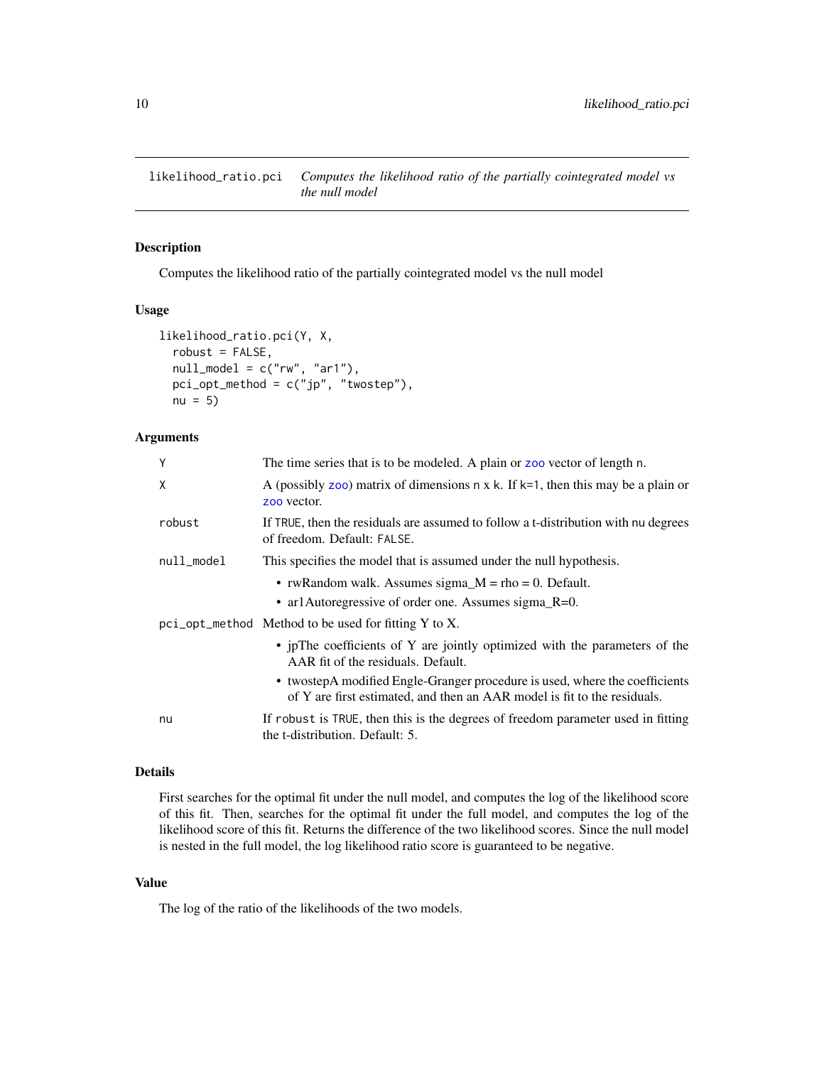# likelihood_ratio.pci — *Computes the likelihood ratio of the partially cointegrated model vs the null model*

## Description

Computes the likelihood ratio of the partially cointegrated model vs the null model

## Usage

```
likelihood_ratio.pci(Y, X,
  robust = FALSE,
  null_model = c("rw", "ar1"),
  pci_opt_method = c("jp", "twostep"),
  nu = 5)
```

## Arguments

| | |
|---|---|
| `Y` | The time series that is to be modeled. A plain or `zoo` vector of length `n`. |
| `X` | A (possibly `zoo`) matrix of dimensions `n` x `k`. If `k=1`, then this may be a plain or `zoo` vector. |
| `robust` | If `TRUE`, then the residuals are assumed to follow a t-distribution with `nu` degrees of freedom. Default: `FALSE`. |
| `null_model` | This specifies the model that is assumed under the null hypothesis.<br>• rwRandom walk. Assumes sigma_M = rho = 0. Default.<br>• ar1Autoregressive of order one. Assumes sigma_R=0. |
| `pci_opt_method` | Method to be used for fitting Y to X.<br>• jpThe coefficients of Y are jointly optimized with the parameters of the AAR fit of the residuals. Default.<br>• twostepA modified Engle-Granger procedure is used, where the coefficients of Y are first estimated, and then an AAR model is fit to the residuals. |
| `nu` | If `robust` is `TRUE`, then this is the degrees of freedom parameter used in fitting the t-distribution. Default: 5. |

## Details

First searches for the optimal fit under the null model, and computes the log of the likelihood score of this fit. Then, searches for the optimal fit under the full model, and computes the log of the likelihood score of this fit. Returns the difference of the two likelihood scores. Since the null model is nested in the full model, the log likelihood ratio score is guaranteed to be negative.

## Value

The log of the ratio of the likelihoods of the two models.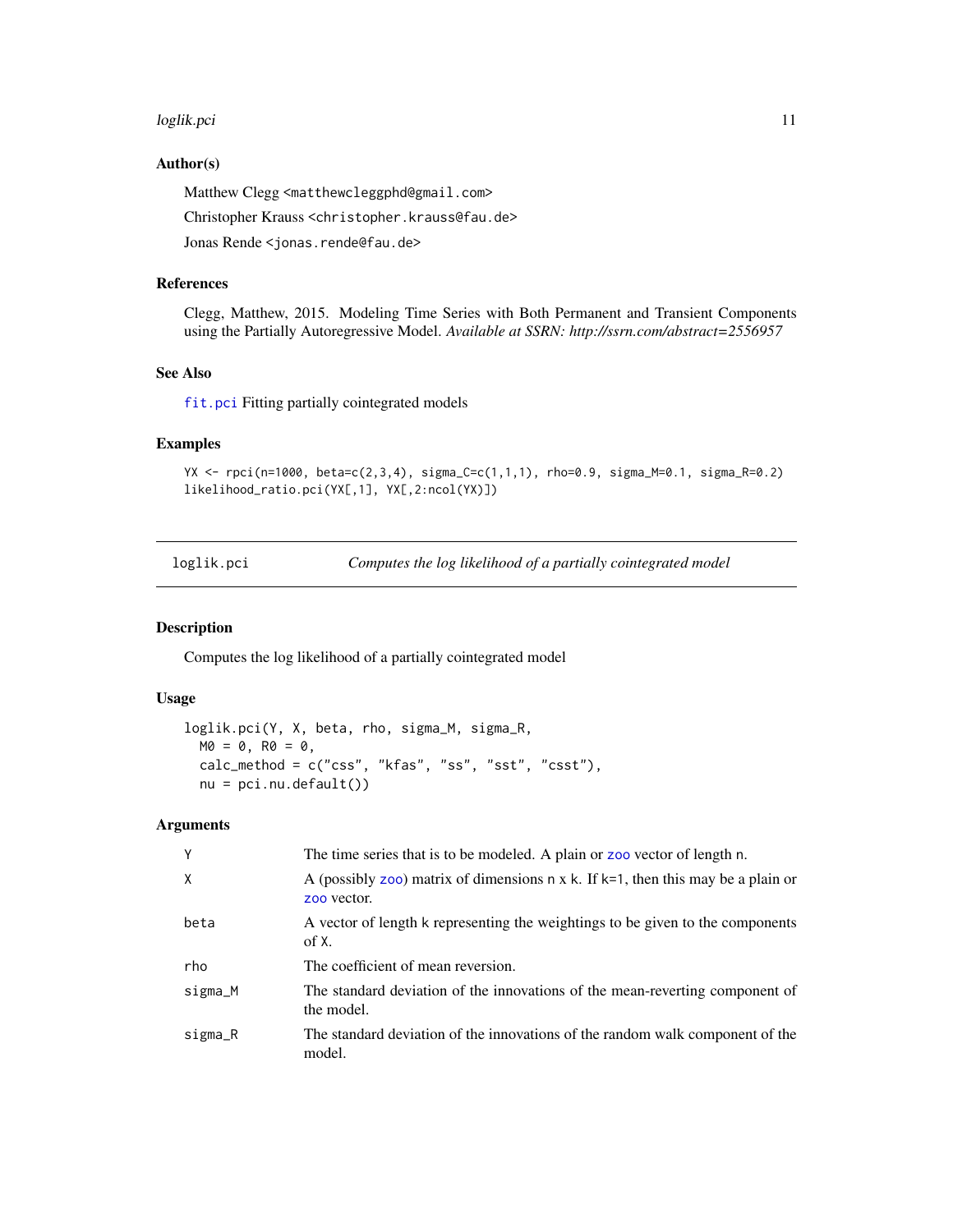### Author(s)

Matthew Clegg <matthewcleggphd@gmail.com>

Christopher Krauss <christopher.krauss@fau.de>

Jonas Rende <jonas.rende@fau.de>

### References

Clegg, Matthew, 2015. Modeling Time Series with Both Permanent and Transient Components using the Partially Autoregressive Model. *Available at SSRN: http://ssrn.com/abstract=2556957*

### See Also

fit.pci Fitting partially cointegrated models

### Examples

```
YX <- rpci(n=1000, beta=c(2,3,4), sigma_C=c(1,1,1), rho=0.9, sigma_M=0.1, sigma_R=0.2)
likelihood_ratio.pci(YX[,1], YX[,2:ncol(YX)])
```

---

## loglik.pci — *Computes the log likelihood of a partially cointegrated model*

### Description

Computes the log likelihood of a partially cointegrated model

### Usage

```
loglik.pci(Y, X, beta, rho, sigma_M, sigma_R,
  M0 = 0, R0 = 0,
  calc_method = c("css", "kfas", "ss", "sst", "csst"),
  nu = pci.nu.default())
```

### Arguments

| | |
|---|---|
| Y | The time series that is to be modeled. A plain or zoo vector of length n. |
| X | A (possibly zoo) matrix of dimensions n x k. If k=1, then this may be a plain or zoo vector. |
| beta | A vector of length k representing the weightings to be given to the components of X. |
| rho | The coefficient of mean reversion. |
| sigma_M | The standard deviation of the innovations of the mean-reverting component of the model. |
| sigma_R | The standard deviation of the innovations of the random walk component of the model. |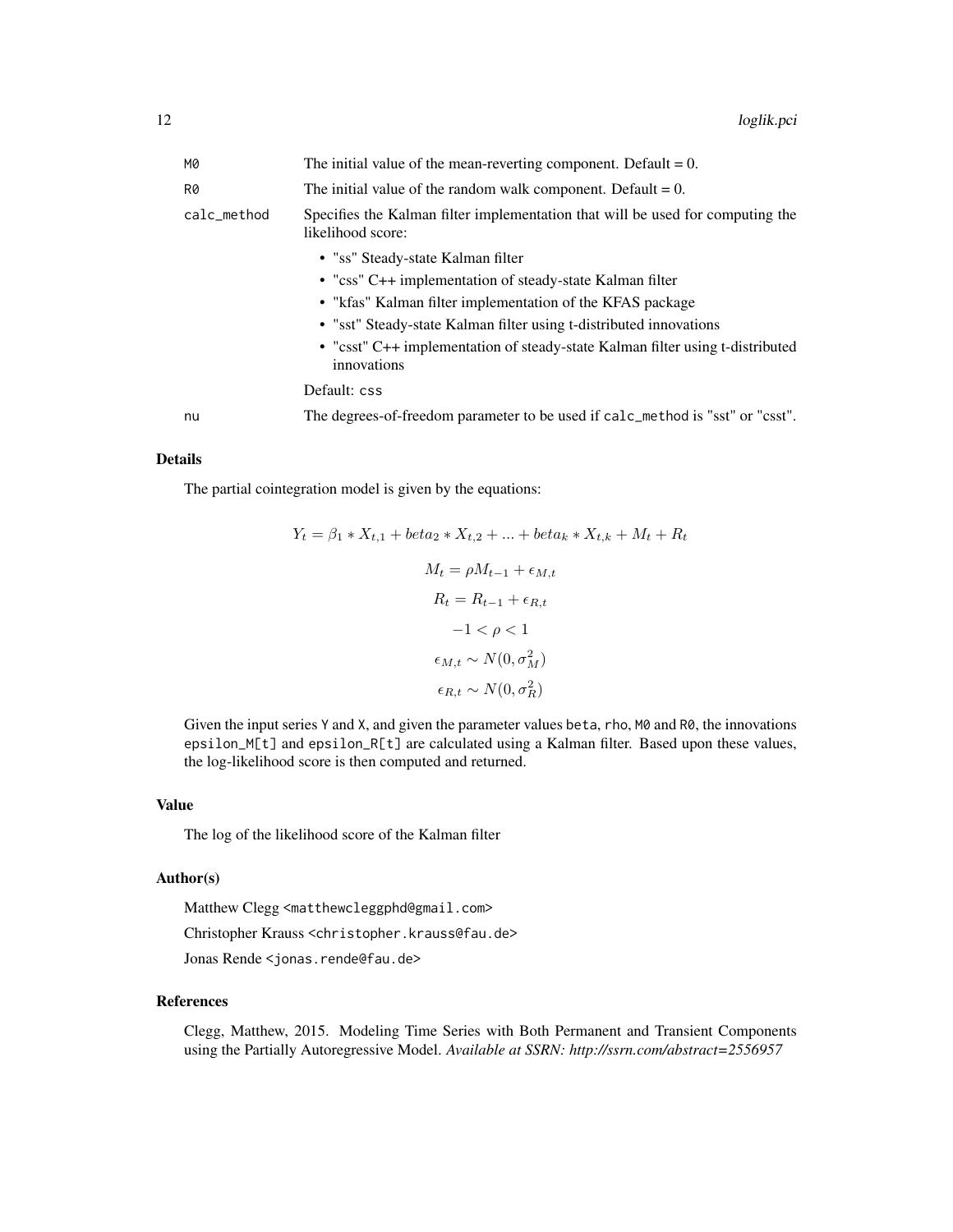| | |
|---|---|
| M0 | The initial value of the mean-reverting component. Default = 0. |
| R0 | The initial value of the random walk component. Default = 0. |
| calc_method | Specifies the Kalman filter implementation that will be used for computing the likelihood score:<br>• "ss" Steady-state Kalman filter<br>• "css" C++ implementation of steady-state Kalman filter<br>• "kfas" Kalman filter implementation of the KFAS package<br>• "sst" Steady-state Kalman filter using t-distributed innovations<br>• "csst" C++ implementation of steady-state Kalman filter using t-distributed innovations<br>Default: css |
| nu | The degrees-of-freedom parameter to be used if calc_method is "sst" or "csst". |

## Details

The partial cointegration model is given by the equations:

$$Y_t = \beta_1 * X_{t,1} + beta_2 * X_{t,2} + ... + beta_k * X_{t,k} + M_t + R_t$$

$$M_t = \rho M_{t-1} + \epsilon_{M,t}$$

$$R_t = R_{t-1} + \epsilon_{R,t}$$

$$-1 < \rho < 1$$

$$\epsilon_{M,t} \sim N(0, \sigma_M^2)$$

$$\epsilon_{R,t} \sim N(0, \sigma_R^2)$$

Given the input series Y and X, and given the parameter values beta, rho, M0 and R0, the innovations epsilon_M[t] and epsilon_R[t] are calculated using a Kalman filter. Based upon these values, the log-likelihood score is then computed and returned.

## Value

The log of the likelihood score of the Kalman filter

## Author(s)

Matthew Clegg <matthewcleggphd@gmail.com>

Christopher Krauss <christopher.krauss@fau.de>

Jonas Rende <jonas.rende@fau.de>

## References

Clegg, Matthew, 2015. Modeling Time Series with Both Permanent and Transient Components using the Partially Autoregressive Model. *Available at SSRN: http://ssrn.com/abstract=2556957*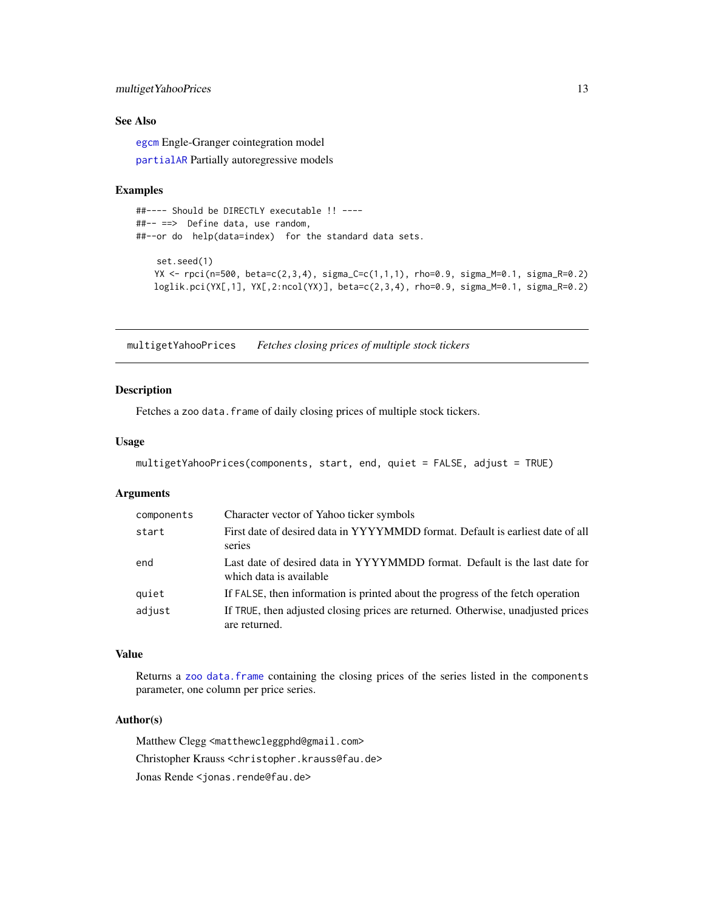## See Also

egcm Engle-Granger cointegration model

partialAR Partially autoregressive models

## Examples

```
##---- Should be DIRECTLY executable !! ----
##-- ==>  Define data, use random,
##--or do  help(data=index)  for the standard data sets.

    set.seed(1)
    YX <- rpci(n=500, beta=c(2,3,4), sigma_C=c(1,1,1), rho=0.9, sigma_M=0.1, sigma_R=0.2)
    loglik.pci(YX[,1], YX[,2:ncol(YX)], beta=c(2,3,4), rho=0.9, sigma_M=0.1, sigma_R=0.2)
```

# multigetYahooPrices    *Fetches closing prices of multiple stock tickers*

## Description

Fetches a zoo data.frame of daily closing prices of multiple stock tickers.

## Usage

```
multigetYahooPrices(components, start, end, quiet = FALSE, adjust = TRUE)
```

## Arguments

| | |
|---|---|
| components | Character vector of Yahoo ticker symbols |
| start | First date of desired data in YYYYMMDD format. Default is earliest date of all series |
| end | Last date of desired data in YYYYMMDD format. Default is the last date for which data is available |
| quiet | If FALSE, then information is printed about the progress of the fetch operation |
| adjust | If TRUE, then adjusted closing prices are returned. Otherwise, unadjusted prices are returned. |

## Value

Returns a zoo data.frame containing the closing prices of the series listed in the components parameter, one column per price series.

## Author(s)

Matthew Clegg <matthewcleggphd@gmail.com>

Christopher Krauss <christopher.krauss@fau.de>

Jonas Rende <jonas.rende@fau.de>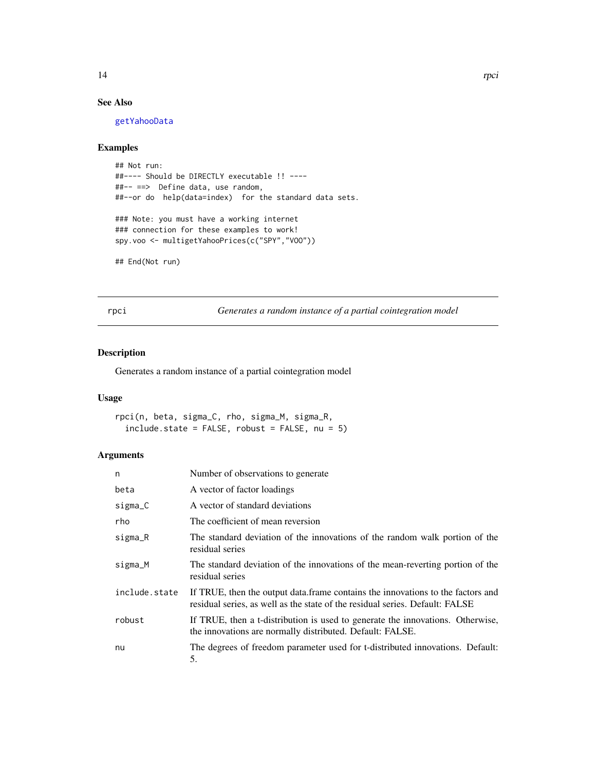## See Also

getYahooData

## Examples

```
## Not run:
##---- Should be DIRECTLY executable !! ----
##-- ==>  Define data, use random,
##--or do  help(data=index)  for the standard data sets.

### Note: you must have a working internet
### connection for these examples to work!
spy.voo <- multigetYahooPrices(c("SPY","VOO"))

## End(Not run)
```

---

# rpci — *Generates a random instance of a partial cointegration model*

## Description

Generates a random instance of a partial cointegration model

## Usage

```
rpci(n, beta, sigma_C, rho, sigma_M, sigma_R,
  include.state = FALSE, robust = FALSE, nu = 5)
```

## Arguments

| Argument | Description |
|---|---|
| n | Number of observations to generate |
| beta | A vector of factor loadings |
| sigma_C | A vector of standard deviations |
| rho | The coefficient of mean reversion |
| sigma_R | The standard deviation of the innovations of the random walk portion of the residual series |
| sigma_M | The standard deviation of the innovations of the mean-reverting portion of the residual series |
| include.state | If TRUE, then the output data.frame contains the innovations to the factors and residual series, as well as the state of the residual series. Default: FALSE |
| robust | If TRUE, then a t-distribution is used to generate the innovations. Otherwise, the innovations are normally distributed. Default: FALSE. |
| nu | The degrees of freedom parameter used for t-distributed innovations. Default: 5. |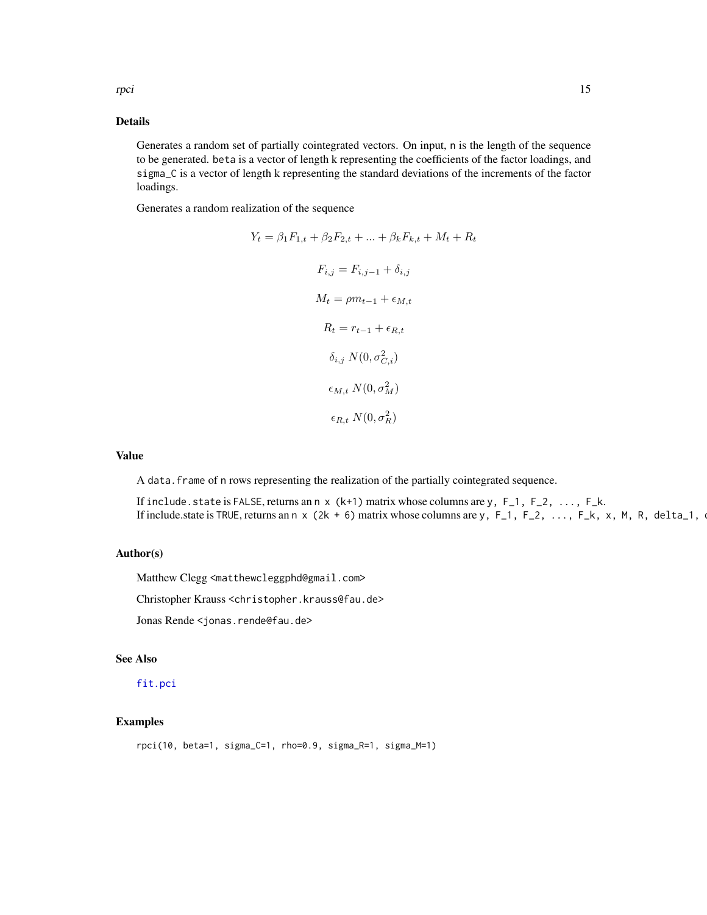## Details

Generates a random set of partially cointegrated vectors. On input, `n` is the length of the sequence to be generated. `beta` is a vector of length k representing the coefficients of the factor loadings, and `sigma_C` is a vector of length k representing the standard deviations of the increments of the factor loadings.

Generates a random realization of the sequence

$$Y_t = \beta_1 F_{1,t} + \beta_2 F_{2,t} + ... + \beta_k F_{k,t} + M_t + R_t$$

$$F_{i,j} = F_{i,j-1} + \delta_{i,j}$$

$$M_t = \rho m_{t-1} + \epsilon_{M,t}$$

$$R_t = r_{t-1} + \epsilon_{R,t}$$

$$\delta_{i,j}\ N(0, \sigma_{C,i}^2)$$

$$\epsilon_{M,t}\ N(0, \sigma_M^2)$$

$$\epsilon_{R,t}\ N(0, \sigma_R^2)$$

## Value

A `data.frame` of `n` rows representing the realization of the partially cointegrated sequence.

If `include.state` is `FALSE`, returns an `n x (k+1)` matrix whose columns are `y, F_1, F_2, ..., F_k`.
If include.state is `TRUE`, returns an `n x (2k + 6)` matrix whose columns are `y, F_1, F_2, ..., F_k, x, M, R, delta_1, d`

## Author(s)

Matthew Clegg <matthewcleggphd@gmail.com>

Christopher Krauss <christopher.krauss@fau.de>

Jonas Rende <jonas.rende@fau.de>

## See Also

`fit.pci`

## Examples

```
rpci(10, beta=1, sigma_C=1, rho=0.9, sigma_R=1, sigma_M=1)
```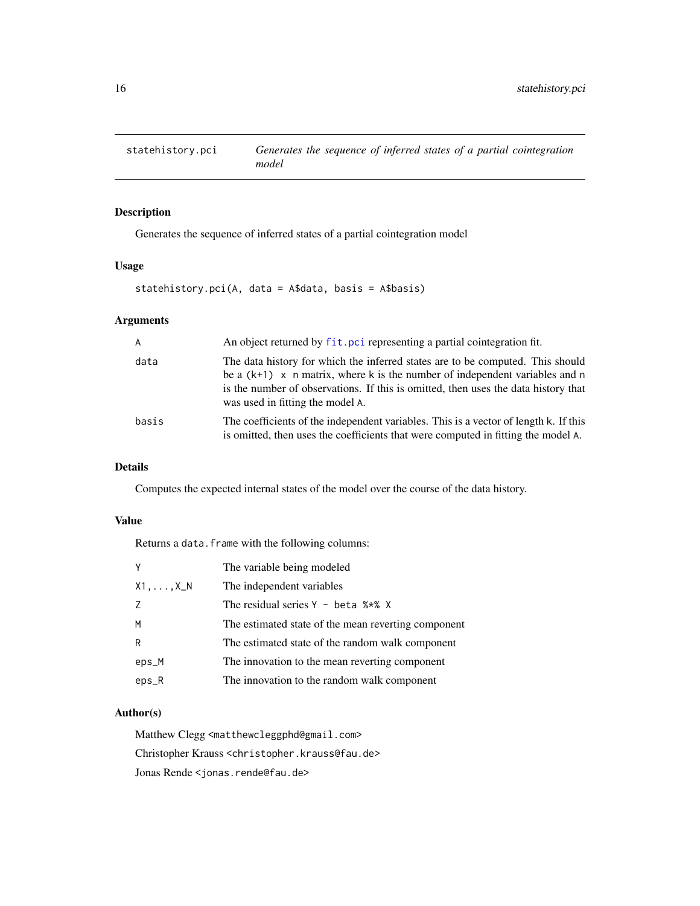## statehistory.pci

*Generates the sequence of inferred states of a partial cointegration model*

### Description

Generates the sequence of inferred states of a partial cointegration model

### Usage

```
statehistory.pci(A, data = A$data, basis = A$basis)
```

### Arguments

| | |
|---|---|
| A | An object returned by fit.pci representing a partial cointegration fit. |
| data | The data history for which the inferred states are to be computed. This should be a (k+1) x n matrix, where k is the number of independent variables and n is the number of observations. If this is omitted, then uses the data history that was used in fitting the model A. |
| basis | The coefficients of the independent variables. This is a vector of length k. If this is omitted, then uses the coefficients that were computed in fitting the model A. |

### Details

Computes the expected internal states of the model over the course of the data history.

### Value

Returns a data.frame with the following columns:

| | |
|---|---|
| Y | The variable being modeled |
| X1,...,X_N | The independent variables |
| Z | The residual series Y - beta %*% X |
| M | The estimated state of the mean reverting component |
| R | The estimated state of the random walk component |
| eps_M | The innovation to the mean reverting component |
| eps_R | The innovation to the random walk component |

### Author(s)

Matthew Clegg <matthewcleggphd@gmail.com>

Christopher Krauss <christopher.krauss@fau.de>

Jonas Rende <jonas.rende@fau.de>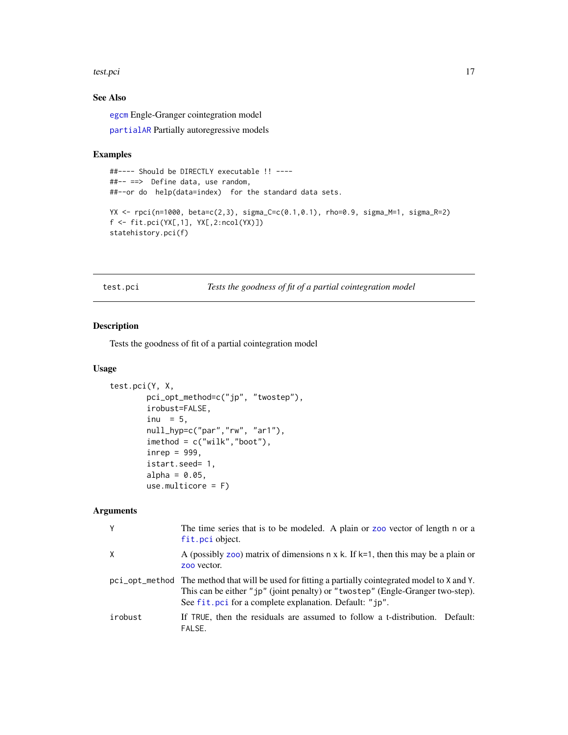## See Also

`egcm` Engle-Granger cointegration model

`partialAR` Partially autoregressive models

## Examples

```
##---- Should be DIRECTLY executable !! ----
##-- ==>  Define data, use random,
##--or do  help(data=index)  for the standard data sets.

YX <- rpci(n=1000, beta=c(2,3), sigma_C=c(0.1,0.1), rho=0.9, sigma_M=1, sigma_R=2)
f <- fit.pci(YX[,1], YX[,2:ncol(YX)])
statehistory.pci(f)
```

---

# test.pci — *Tests the goodness of fit of a partial cointegration model*

## Description

Tests the goodness of fit of a partial cointegration model

## Usage

```
test.pci(Y, X,
        pci_opt_method=c("jp", "twostep"),
        irobust=FALSE,
        inu  = 5,
        null_hyp=c("par","rw", "ar1"),
        imethod = c("wilk","boot"),
        inrep = 999,
        istart.seed= 1,
        alpha = 0.05,
        use.multicore = F)
```

## Arguments

| | |
|---|---|
| `Y` | The time series that is to be modeled. A plain or `zoo` vector of length `n` or a `fit.pci` object. |
| `X` | A (possibly `zoo`) matrix of dimensions `n` x `k`. If `k=1`, then this may be a plain or `zoo` vector. |
| `pci_opt_method` | The method that will be used for fitting a partially cointegrated model to `X` and `Y`. This can be either `"jp"` (joint penalty) or `"twostep"` (Engle-Granger two-step). See `fit.pci` for a complete explanation. Default: `"jp"`. |
| `irobust` | If `TRUE`, then the residuals are assumed to follow a t-distribution. Default: `FALSE`. |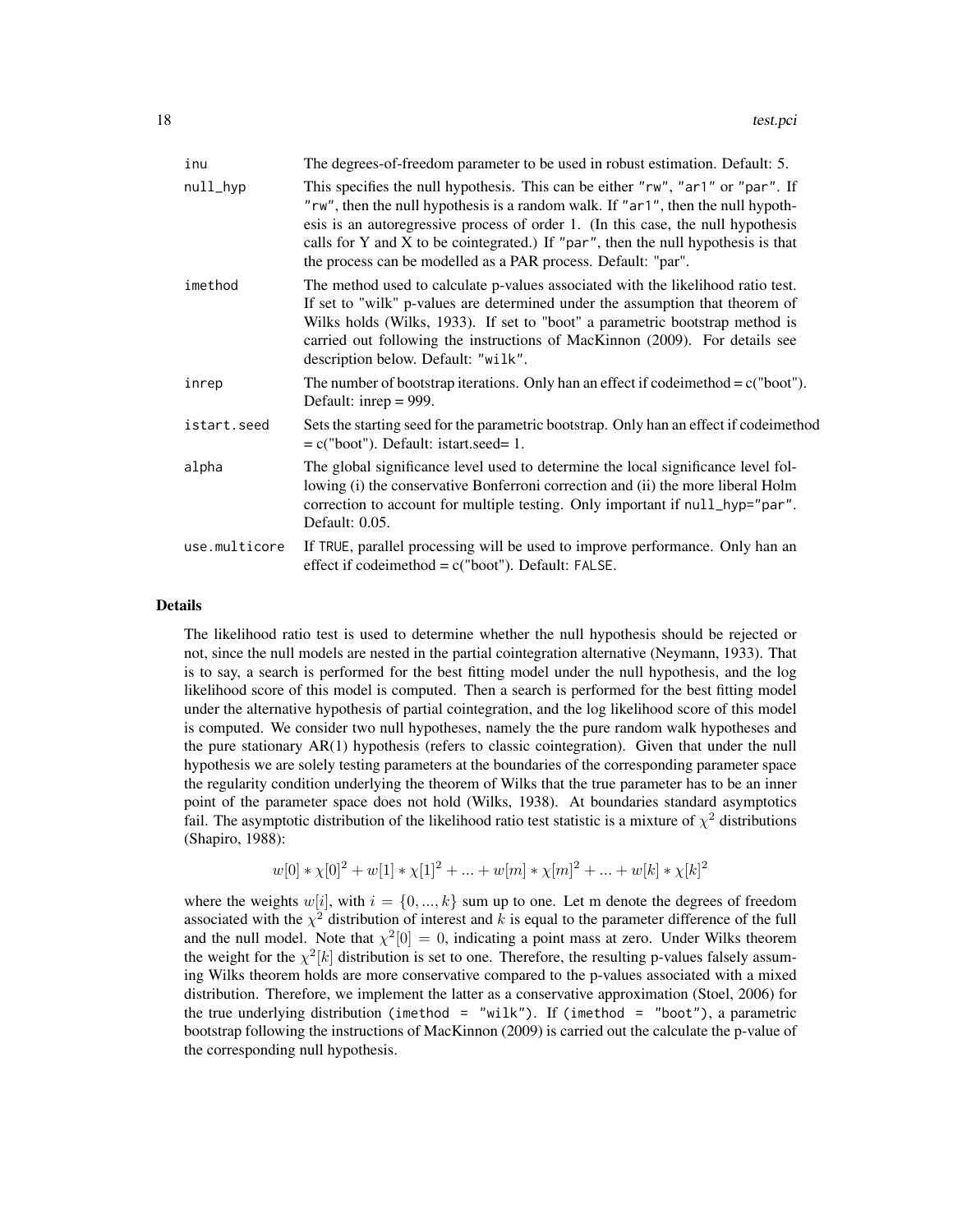| | |
|---|---|
| inu | The degrees-of-freedom parameter to be used in robust estimation. Default: 5. |
| null_hyp | This specifies the null hypothesis. This can be either "rw", "ar1" or "par". If "rw", then the null hypothesis is a random walk. If "ar1", then the null hypothesis is an autoregressive process of order 1. (In this case, the null hypothesis calls for Y and X to be cointegrated.) If "par", then the null hypothesis is that the process can be modelled as a PAR process. Default: "par". |
| imethod | The method used to calculate p-values associated with the likelihood ratio test. If set to "wilk" p-values are determined under the assumption that theorem of Wilks holds (Wilks, 1933). If set to "boot" a parametric bootstrap method is carried out following the instructions of MacKinnon (2009). For details see description below. Default: "wilk". |
| inrep | The number of bootstrap iterations. Only han an effect if codeimethod = c("boot"). Default: inrep = 999. |
| istart.seed | Sets the starting seed for the parametric bootstrap. Only han an effect if codeimethod = c("boot"). Default: istart.seed= 1. |
| alpha | The global significance level used to determine the local significance level following (i) the conservative Bonferroni correction and (ii) the more liberal Holm correction to account for multiple testing. Only important if null_hyp="par". Default: 0.05. |
| use.multicore | If TRUE, parallel processing will be used to improve performance. Only han an effect if codeimethod = c("boot"). Default: FALSE. |

## Details

The likelihood ratio test is used to determine whether the null hypothesis should be rejected or not, since the null models are nested in the partial cointegration alternative (Neymann, 1933). That is to say, a search is performed for the best fitting model under the null hypothesis, and the log likelihood score of this model is computed. Then a search is performed for the best fitting model under the alternative hypothesis of partial cointegration, and the log likelihood score of this model is computed. We consider two null hypotheses, namely the the pure random walk hypotheses and the pure stationary AR(1) hypothesis (refers to classic cointegration). Given that under the null hypothesis we are solely testing parameters at the boundaries of the corresponding parameter space the regularity condition underlying the theorem of Wilks that the true parameter has to be an inner point of the parameter space does not hold (Wilks, 1938). At boundaries standard asymptotics fail. The asymptotic distribution of the likelihood ratio test statistic is a mixture of $\chi^2$ distributions (Shapiro, 1988):

$$w[0] * \chi[0]^2 + w[1] * \chi[1]^2 + ... + w[m] * \chi[m]^2 + ... + w[k] * \chi[k]^2$$

where the weights $w[i]$, with $i = \{0, ..., k\}$ sum up to one. Let m denote the degrees of freedom associated with the $\chi^2$ distribution of interest and $k$ is equal to the parameter difference of the full and the null model. Note that $\chi^2[0] = 0$, indicating a point mass at zero. Under Wilks theorem the weight for the $\chi^2[k]$ distribution is set to one. Therefore, the resulting p-values falsely assuming Wilks theorem holds are more conservative compared to the p-values associated with a mixed distribution. Therefore, we implement the latter as a conservative approximation (Stoel, 2006) for the true underlying distribution (imethod = "wilk"). If (imethod = "boot"), a parametric bootstrap following the instructions of MacKinnon (2009) is carried out the calculate the p-value of the corresponding null hypothesis.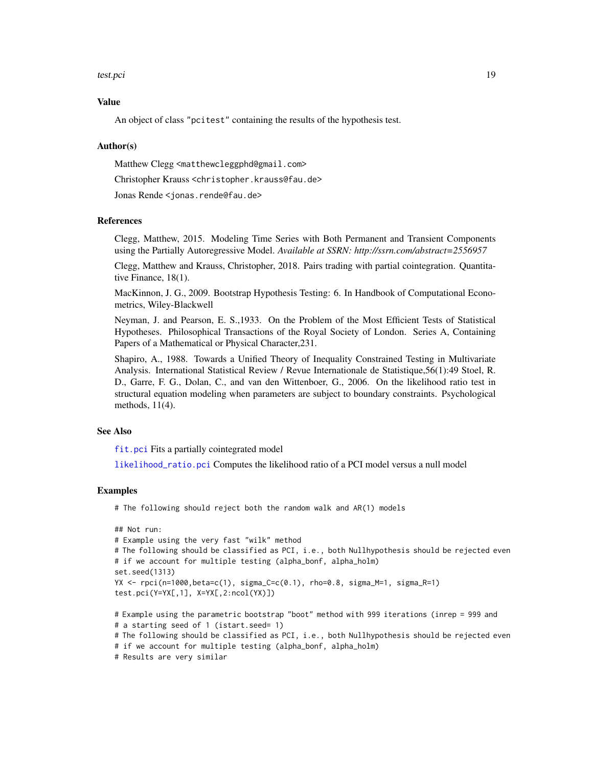## Value

An object of class "pcitest" containing the results of the hypothesis test.

## Author(s)

Matthew Clegg <matthewcleggphd@gmail.com>

Christopher Krauss <christopher.krauss@fau.de>

Jonas Rende <jonas.rende@fau.de>

## References

Clegg, Matthew, 2015. Modeling Time Series with Both Permanent and Transient Components using the Partially Autoregressive Model. *Available at SSRN: http://ssrn.com/abstract=2556957*

Clegg, Matthew and Krauss, Christopher, 2018. Pairs trading with partial cointegration. Quantitative Finance, 18(1).

MacKinnon, J. G., 2009. Bootstrap Hypothesis Testing: 6. In Handbook of Computational Econometrics, Wiley-Blackwell

Neyman, J. and Pearson, E. S.,1933. On the Problem of the Most Efficient Tests of Statistical Hypotheses. Philosophical Transactions of the Royal Society of London. Series A, Containing Papers of a Mathematical or Physical Character,231.

Shapiro, A., 1988. Towards a Unified Theory of Inequality Constrained Testing in Multivariate Analysis. International Statistical Review / Revue Internationale de Statistique,56(1):49 Stoel, R. D., Garre, F. G., Dolan, C., and van den Wittenboer, G., 2006. On the likelihood ratio test in structural equation modeling when parameters are subject to boundary constraints. Psychological methods, 11(4).

## See Also

fit.pci Fits a partially cointegrated model

likelihood_ratio.pci Computes the likelihood ratio of a PCI model versus a null model

## Examples

```
# The following should reject both the random walk and AR(1) models

## Not run:
# Example using the very fast "wilk" method
# The following should be classified as PCI, i.e., both Nullhypothesis should be rejected even
# if we account for multiple testing (alpha_bonf, alpha_holm)
set.seed(1313)
YX <- rpci(n=1000,beta=c(1), sigma_C=c(0.1), rho=0.8, sigma_M=1, sigma_R=1)
test.pci(Y=YX[,1], X=YX[,2:ncol(YX)])

# Example using the parametric bootstrap "boot" method with 999 iterations (inrep = 999 and
# a starting seed of 1 (istart.seed= 1)
# The following should be classified as PCI, i.e., both Nullhypothesis should be rejected even
# if we account for multiple testing (alpha_bonf, alpha_holm)
# Results are very similar
```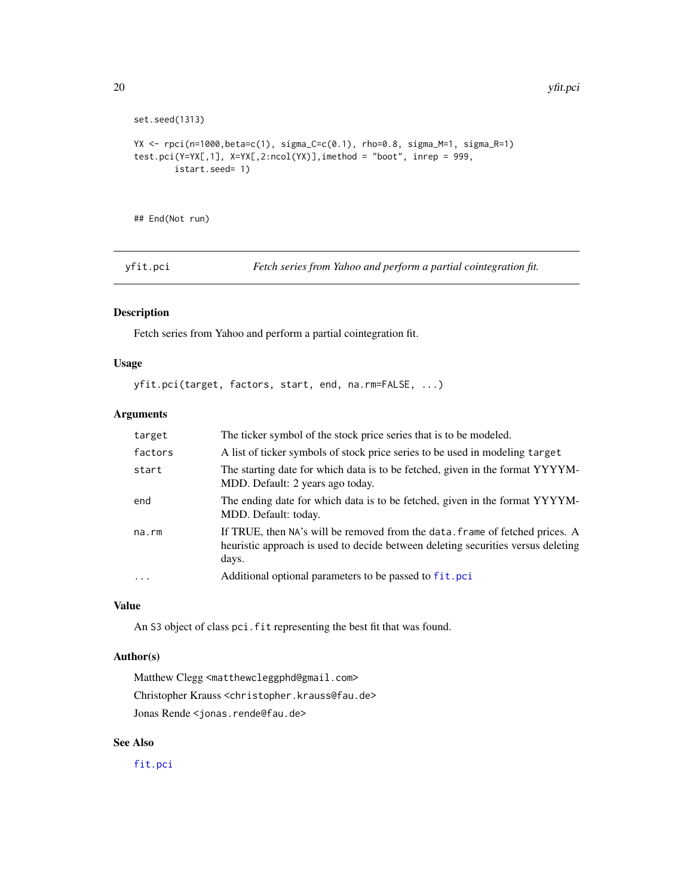```
set.seed(1313)

YX <- rpci(n=1000,beta=c(1), sigma_C=c(0.1), rho=0.8, sigma_M=1, sigma_R=1)
test.pci(Y=YX[,1], X=YX[,2:ncol(YX)],imethod = "boot", inrep = 999,
        istart.seed= 1)


## End(Not run)
```

## yfit.pci — *Fetch series from Yahoo and perform a partial cointegration fit.*

### Description

Fetch series from Yahoo and perform a partial cointegration fit.

### Usage

```
yfit.pci(target, factors, start, end, na.rm=FALSE, ...)
```

### Arguments

| | |
|---|---|
| `target` | The ticker symbol of the stock price series that is to be modeled. |
| `factors` | A list of ticker symbols of stock price series to be used in modeling `target` |
| `start` | The starting date for which data is to be fetched, given in the format YYYYMMDD. Default: 2 years ago today. |
| `end` | The ending date for which data is to be fetched, given in the format YYYYMMDD. Default: today. |
| `na.rm` | If TRUE, then `NA`'s will be removed from the `data.frame` of fetched prices. A heuristic approach is used to decide between deleting securities versus deleting days. |
| `...` | Additional optional parameters to be passed to `fit.pci` |

### Value

An S3 object of class `pci.fit` representing the best fit that was found.

### Author(s)

Matthew Clegg <matthewcleggphd@gmail.com>

Christopher Krauss <christopher.krauss@fau.de>

Jonas Rende <jonas.rende@fau.de>

### See Also

`fit.pci`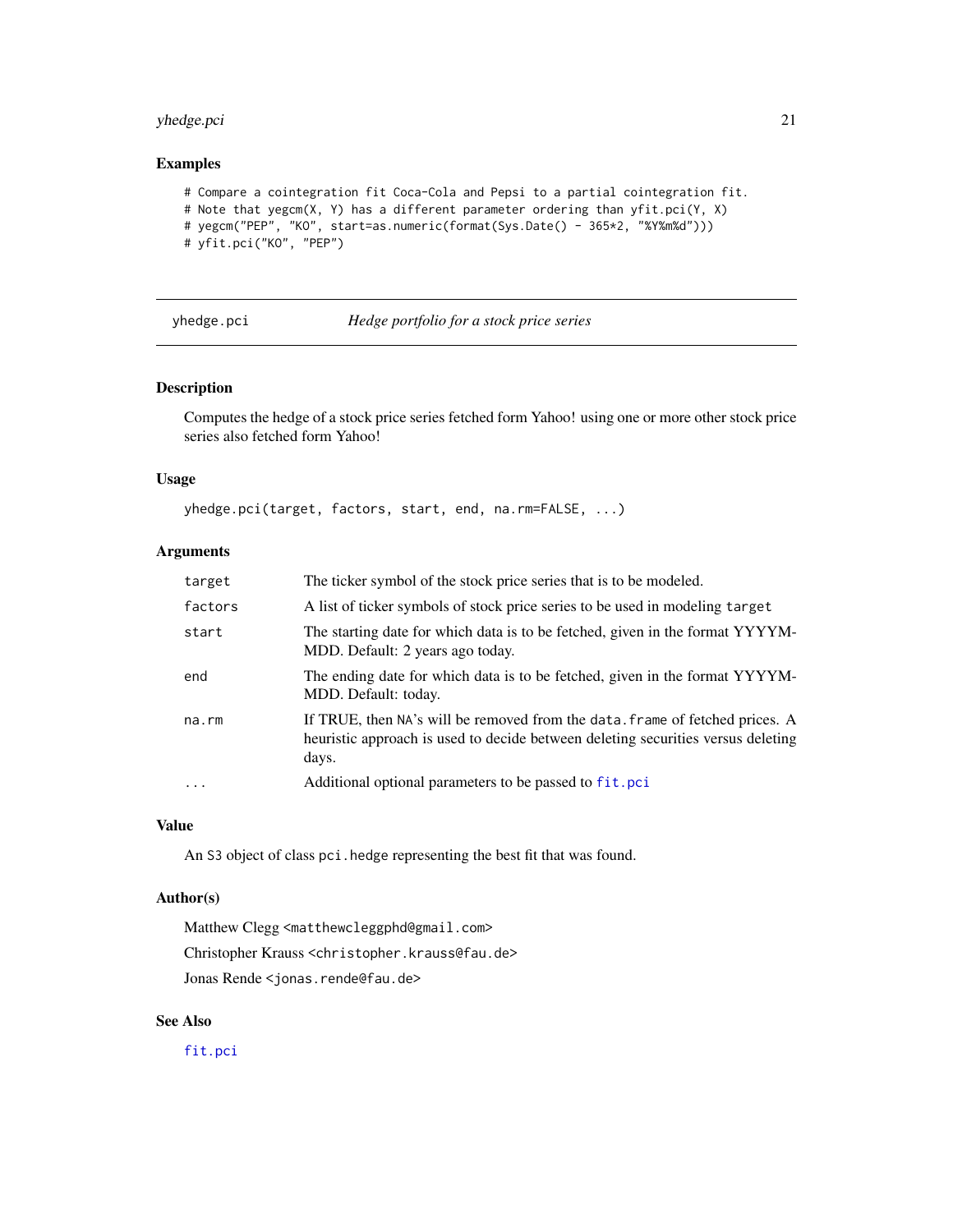## Examples

```
# Compare a cointegration fit Coca-Cola and Pepsi to a partial cointegration fit.
# Note that yegcm(X, Y) has a different parameter ordering than yfit.pci(Y, X)
# yegcm("PEP", "KO", start=as.numeric(format(Sys.Date() - 365*2, "%Y%m%d")))
# yfit.pci("KO", "PEP")
```

---

# yhedge.pci — *Hedge portfolio for a stock price series*

---

## Description

Computes the hedge of a stock price series fetched form Yahoo! using one or more other stock price series also fetched form Yahoo!

## Usage

```
yhedge.pci(target, factors, start, end, na.rm=FALSE, ...)
```

## Arguments

| | |
|---|---|
| `target` | The ticker symbol of the stock price series that is to be modeled. |
| `factors` | A list of ticker symbols of stock price series to be used in modeling `target` |
| `start` | The starting date for which data is to be fetched, given in the format YYYYMMDD. Default: 2 years ago today. |
| `end` | The ending date for which data is to be fetched, given in the format YYYYMMDD. Default: today. |
| `na.rm` | If TRUE, then `NA`'s will be removed from the `data.frame` of fetched prices. A heuristic approach is used to decide between deleting securities versus deleting days. |
| `...` | Additional optional parameters to be passed to `fit.pci` |

## Value

An `S3` object of class `pci.hedge` representing the best fit that was found.

## Author(s)

Matthew Clegg <matthewcleggphd@gmail.com>

Christopher Krauss <christopher.krauss@fau.de>

Jonas Rende <jonas.rende@fau.de>

## See Also

`fit.pci`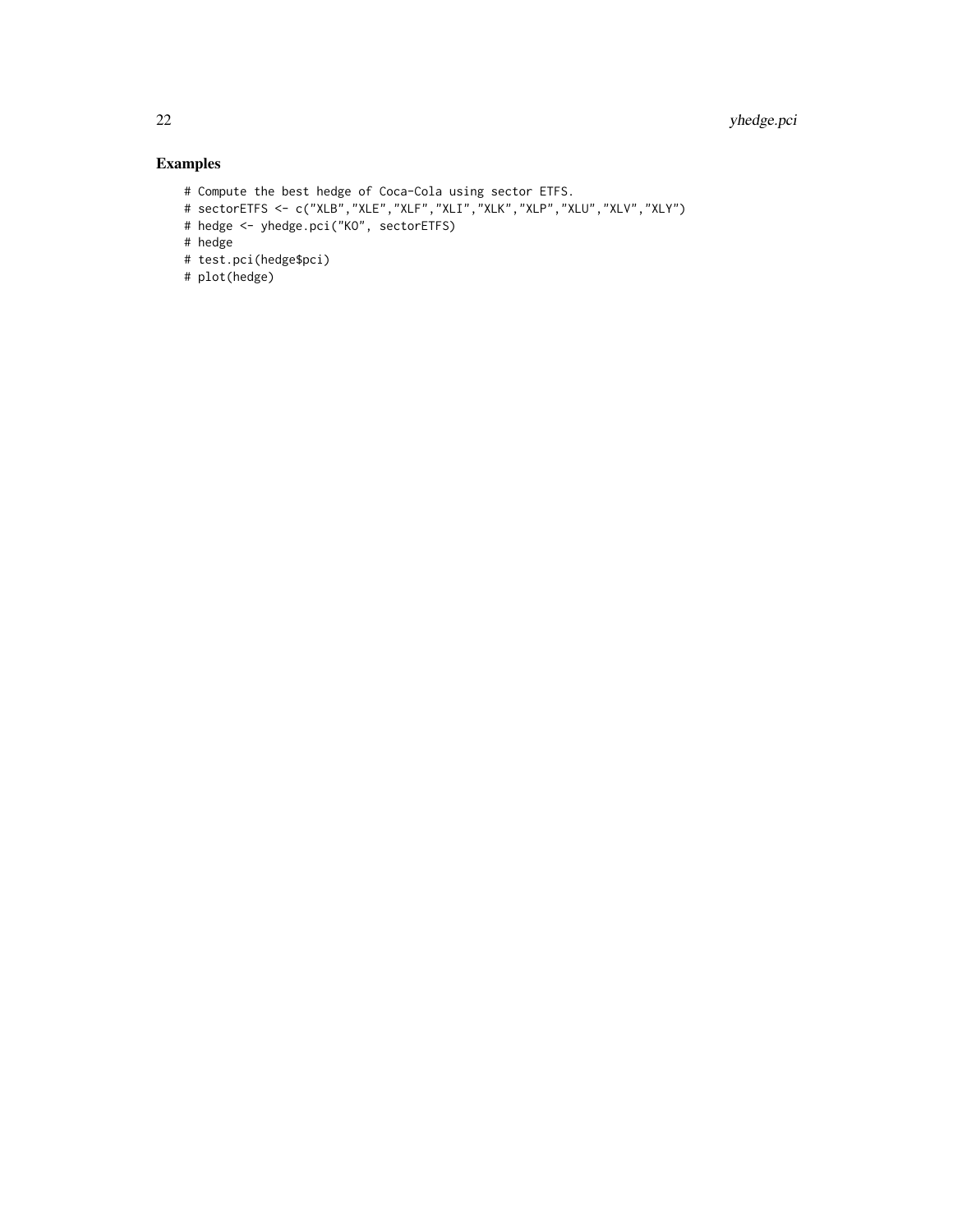## Examples

```
# Compute the best hedge of Coca-Cola using sector ETFS.
# sectorETFS <- c("XLB","XLE","XLF","XLI","XLK","XLP","XLU","XLV","XLY")
# hedge <- yhedge.pci("KO", sectorETFS)
# hedge
# test.pci(hedge$pci)
# plot(hedge)
```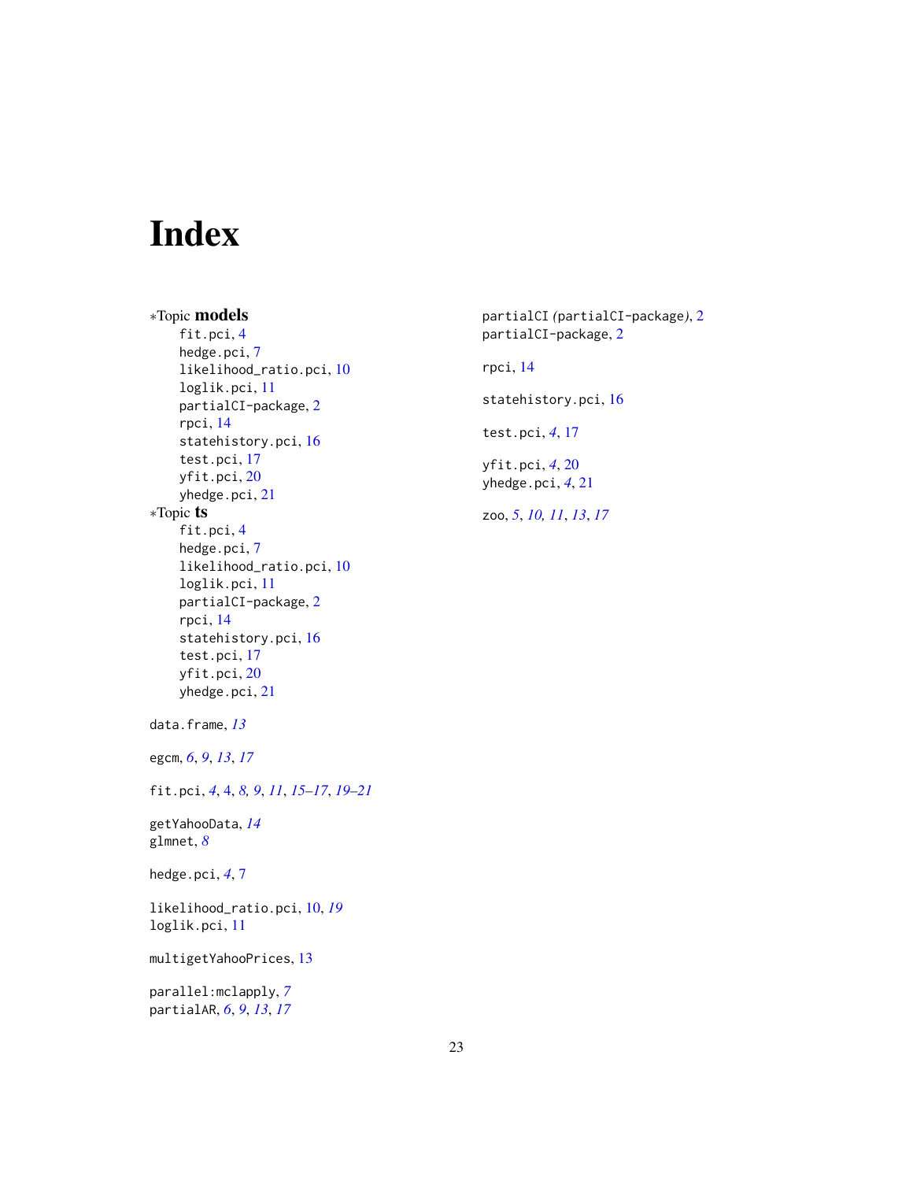# Index

*Topic **models**
- fit.pci, 4
- hedge.pci, 7
- likelihood_ratio.pci, 10
- loglik.pci, 11
- partialCI-package, 2
- rpci, 14
- statehistory.pci, 16
- test.pci, 17
- yfit.pci, 20
- yhedge.pci, 21

*Topic **ts**
- fit.pci, 4
- hedge.pci, 7
- likelihood_ratio.pci, 10
- loglik.pci, 11
- partialCI-package, 2
- rpci, 14
- statehistory.pci, 16
- test.pci, 17
- yfit.pci, 20
- yhedge.pci, 21

data.frame, *13*

egcm, *6*, *9*, *13*, *17*

fit.pci, *4*, 4, *8, 9*, *11*, *15–17*, *19–21*

getYahooData, *14*
glmnet, *8*

hedge.pci, *4*, 7

likelihood_ratio.pci, 10, *19*
loglik.pci, 11

multigetYahooPrices, 13

parallel:mclapply, *7*
partialAR, *6*, *9*, *13*, *17*
partialCI *(partialCI-package)*, 2
partialCI-package, 2

rpci, 14

statehistory.pci, 16

test.pci, *4*, 17

yfit.pci, *4*, 20
yhedge.pci, *4*, 21

zoo, *5*, *10, 11*, *13*, *17*